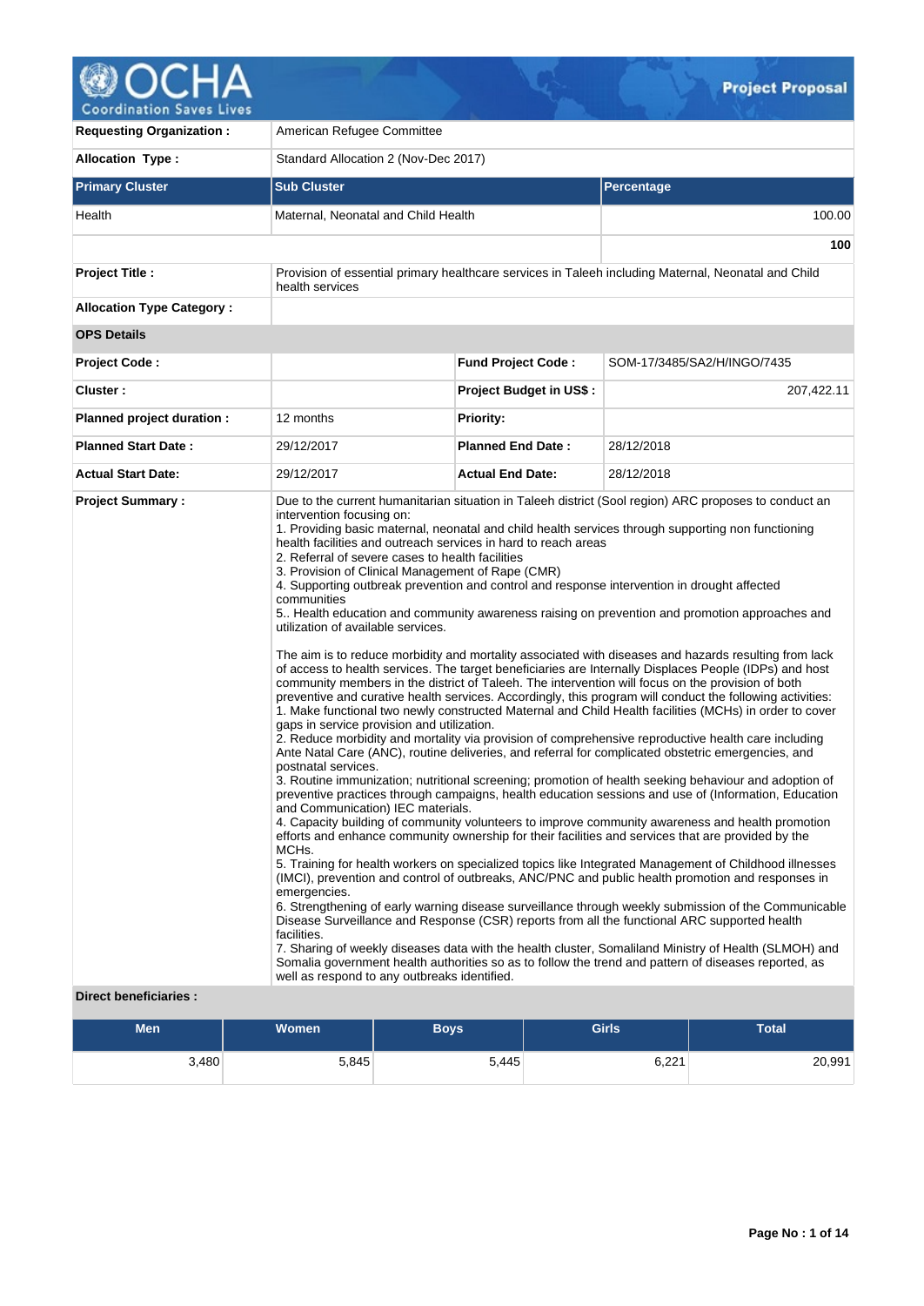| | | | |
|---|---|---|---|
| **Requesting Organization :** | American Refugee Committee | | |
| **Allocation Type :** | Standard Allocation 2 (Nov-Dec 2017) | | |
| **Primary Cluster** | **Sub Cluster** | | **Percentage** |
| Health | Maternal, Neonatal and Child Health | | 100.00 |
| | | | **100** |
| **Project Title :** | Provision of essential primary healthcare services in Taleeh including Maternal, Neonatal and Child health services | | |
| **Allocation Type Category :** | | | |
| **OPS Details** | | | |
| **Project Code :** | | **Fund Project Code :** | SOM-17/3485/SA2/H/INGO/7435 |
| **Cluster :** | | **Project Budget in US$ :** | 207,422.11 |
| **Planned project duration :** | 12 months | **Priority:** | |
| **Planned Start Date :** | 29/12/2017 | **Planned End Date :** | 28/12/2018 |
| **Actual Start Date:** | 29/12/2017 | **Actual End Date:** | 28/12/2018 |

**Project Summary :**

Due to the current humanitarian situation in Taleeh district (Sool region) ARC proposes to conduct an intervention focusing on:
1. Providing basic maternal, neonatal and child health services through supporting non functioning health facilities and outreach services in hard to reach areas
2. Referral of severe cases to health facilities
3. Provision of Clinical Management of Rape (CMR)
4. Supporting outbreak prevention and control and response intervention in drought affected communities
5.. Health education and community awareness raising on prevention and promotion approaches and utilization of available services.

The aim is to reduce morbidity and mortality associated with diseases and hazards resulting from lack of access to health services. The target beneficiaries are Internally Displaces People (IDPs) and host community members in the district of Taleeh. The intervention will focus on the provision of both preventive and curative health services. Accordingly, this program will conduct the following activities:
1. Make functional two newly constructed Maternal and Child Health facilities (MCHs) in order to cover gaps in service provision and utilization.
2. Reduce morbidity and mortality via provision of comprehensive reproductive health care including Ante Natal Care (ANC), routine deliveries, and referral for complicated obstetric emergencies, and postnatal services.
3. Routine immunization; nutritional screening; promotion of health seeking behaviour and adoption of preventive practices through campaigns, health education sessions and use of (Information, Education and Communication) IEC materials.
4. Capacity building of community volunteers to improve community awareness and health promotion efforts and enhance community ownership for their facilities and services that are provided by the MCHs.
5. Training for health workers on specialized topics like Integrated Management of Childhood illnesses (IMCI), prevention and control of outbreaks, ANC/PNC and public health promotion and responses in emergencies.
6. Strengthening of early warning disease surveillance through weekly submission of the Communicable Disease Surveillance and Response (CSR) reports from all the functional ARC supported health facilities.
7. Sharing of weekly diseases data with the health cluster, Somaliland Ministry of Health (SLMOH) and Somalia government health authorities so as to follow the trend and pattern of diseases reported, as well as respond to any outbreaks identified.

**Direct beneficiaries :**

| Men | Women | Boys | Girls | Total |
|---|---|---|---|---|
| 3,480 | 5,845 | 5,445 | 6,221 | 20,991 |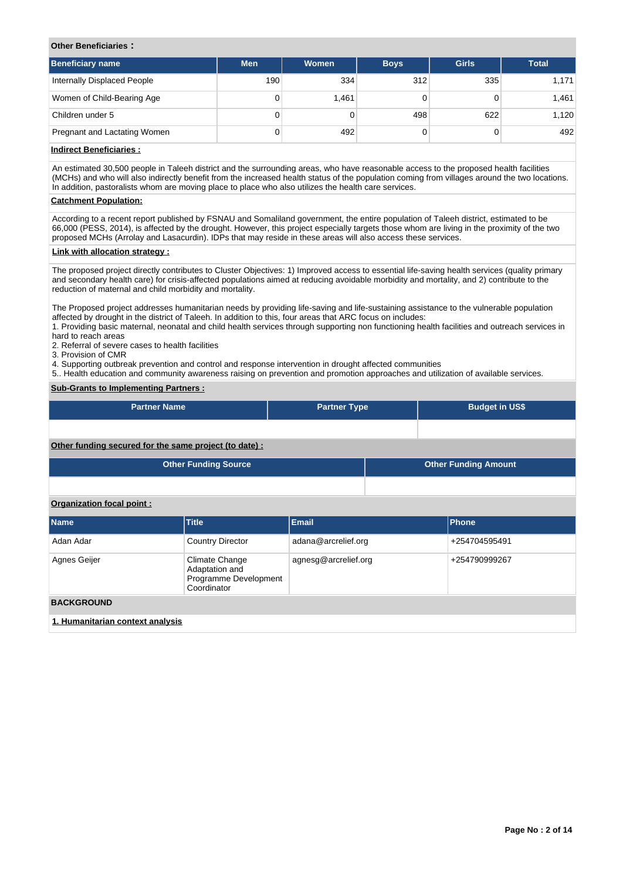**Other Beneficiaries :**

| Beneficiary name | Men | Women | Boys | Girls | Total |
|---|---|---|---|---|---|
| Internally Displaced People | 190 | 334 | 312 | 335 | 1,171 |
| Women of Child-Bearing Age | 0 | 1,461 | 0 | 0 | 1,461 |
| Children under 5 | 0 | 0 | 498 | 622 | 1,120 |
| Pregnant and Lactating Women | 0 | 492 | 0 | 0 | 492 |

**Indirect Beneficiaries :**

An estimated 30,500 people in Taleeh district and the surrounding areas, who have reasonable access to the proposed health facilities (MCHs) and who will also indirectly benefit from the increased health status of the population coming from villages around the two locations. In addition, pastoralists whom are moving place to place who also utilizes the health care services.

**Catchment Population:**

According to a recent report published by FSNAU and Somaliland government, the entire population of Taleeh district, estimated to be 66,000 (PESS, 2014), is affected by the drought. However, this project especially targets those whom are living in the proximity of the two proposed MCHs (Arrolay and Lasacurdin). IDPs that may reside in these areas will also access these services.

**Link with allocation strategy :**

The proposed project directly contributes to Cluster Objectives: 1) Improved access to essential life-saving health services (quality primary and secondary health care) for crisis-affected populations aimed at reducing avoidable morbidity and mortality, and 2) contribute to the reduction of maternal and child morbidity and mortality.

The Proposed project addresses humanitarian needs by providing life-saving and life-sustaining assistance to the vulnerable population affected by drought in the district of Taleeh. In addition to this, four areas that ARC focus on includes:
1. Providing basic maternal, neonatal and child health services through supporting non functioning health facilities and outreach services in hard to reach areas
2. Referral of severe cases to health facilities
3. Provision of CMR
4. Supporting outbreak prevention and control and response intervention in drought affected communities
5.. Health education and community awareness raising on prevention and promotion approaches and utilization of available services.

**Sub-Grants to Implementing Partners :**

| Partner Name | Partner Type | Budget in US$ |
|---|---|---|
| | | |

**Other funding secured for the same project (to date) :**

| Other Funding Source | Other Funding Amount |
|---|---|
| | |

**Organization focal point :**

| Name | Title | Email | Phone |
|---|---|---|---|
| Adan Adar | Country Director | adana@arcrelief.org | +254704595491 |
| Agnes Geijer | Climate Change Adaptation and Programme Development Coordinator | agnesg@arcrelief.org | +254790999267 |

**BACKGROUND**

**1. Humanitarian context analysis**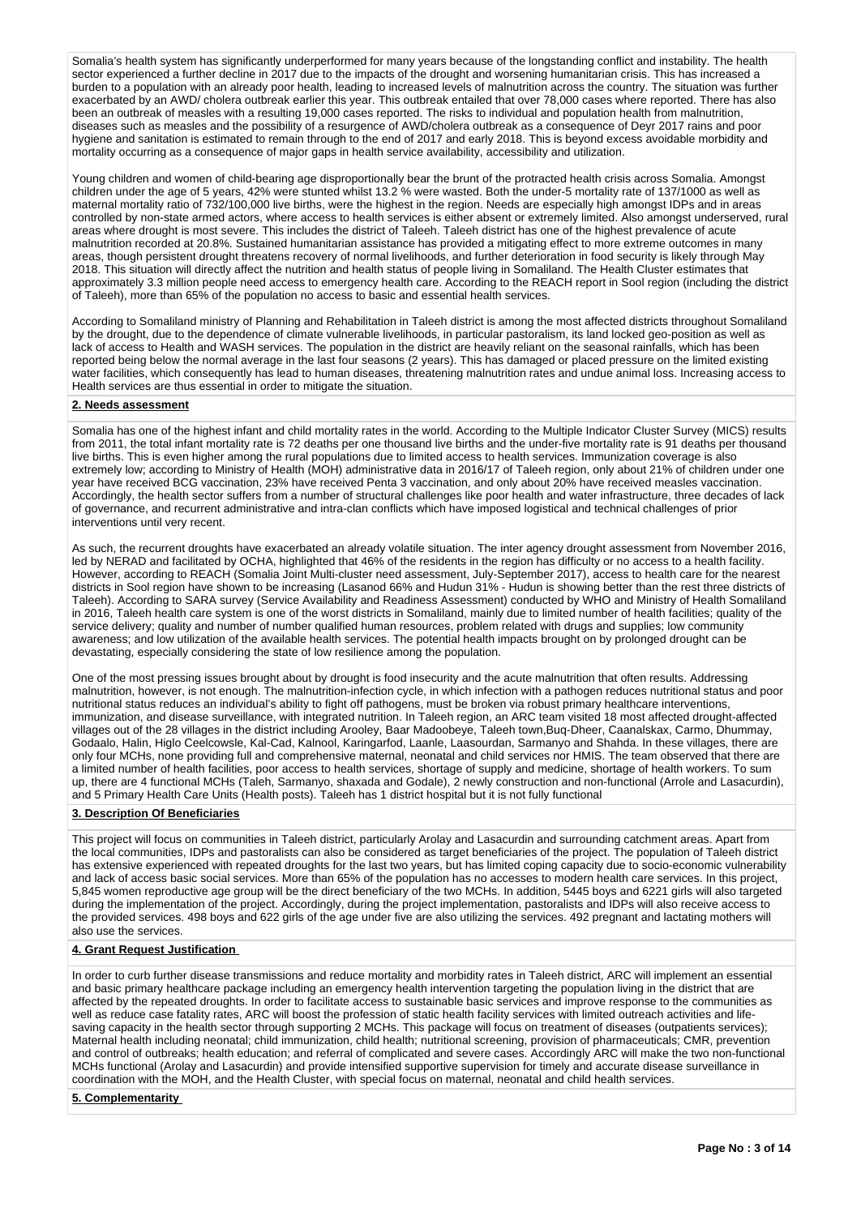Somalia's health system has significantly underperformed for many years because of the longstanding conflict and instability. The health sector experienced a further decline in 2017 due to the impacts of the drought and worsening humanitarian crisis. This has increased a burden to a population with an already poor health, leading to increased levels of malnutrition across the country. The situation was further exacerbated by an AWD/ cholera outbreak earlier this year. This outbreak entailed that over 78,000 cases where reported. There has also been an outbreak of measles with a resulting 19,000 cases reported. The risks to individual and population health from malnutrition, diseases such as measles and the possibility of a resurgence of AWD/cholera outbreak as a consequence of Deyr 2017 rains and poor hygiene and sanitation is estimated to remain through to the end of 2017 and early 2018. This is beyond excess avoidable morbidity and mortality occurring as a consequence of major gaps in health service availability, accessibility and utilization.

Young children and women of child-bearing age disproportionally bear the brunt of the protracted health crisis across Somalia. Amongst children under the age of 5 years, 42% were stunted whilst 13.2 % were wasted. Both the under-5 mortality rate of 137/1000 as well as maternal mortality ratio of 732/100,000 live births, were the highest in the region. Needs are especially high amongst IDPs and in areas controlled by non-state armed actors, where access to health services is either absent or extremely limited. Also amongst underserved, rural areas where drought is most severe. This includes the district of Taleeh. Taleeh district has one of the highest prevalence of acute malnutrition recorded at 20.8%. Sustained humanitarian assistance has provided a mitigating effect to more extreme outcomes in many areas, though persistent drought threatens recovery of normal livelihoods, and further deterioration in food security is likely through May 2018. This situation will directly affect the nutrition and health status of people living in Somaliland. The Health Cluster estimates that approximately 3.3 million people need access to emergency health care. According to the REACH report in Sool region (including the district of Taleeh), more than 65% of the population no access to basic and essential health services.

According to Somaliland ministry of Planning and Rehabilitation in Taleeh district is among the most affected districts throughout Somaliland by the drought, due to the dependence of climate vulnerable livelihoods, in particular pastoralism, its land locked geo-position as well as lack of access to Health and WASH services. The population in the district are heavily reliant on the seasonal rainfalls, which has been reported being below the normal average in the last four seasons (2 years). This has damaged or placed pressure on the limited existing water facilities, which consequently has lead to human diseases, threatening malnutrition rates and undue animal loss. Increasing access to Health services are thus essential in order to mitigate the situation.

**2. Needs assessment**

Somalia has one of the highest infant and child mortality rates in the world. According to the Multiple Indicator Cluster Survey (MICS) results from 2011, the total infant mortality rate is 72 deaths per one thousand live births and the under-five mortality rate is 91 deaths per thousand live births. This is even higher among the rural populations due to limited access to health services. Immunization coverage is also extremely low; according to Ministry of Health (MOH) administrative data in 2016/17 of Taleeh region, only about 21% of children under one year have received BCG vaccination, 23% have received Penta 3 vaccination, and only about 20% have received measles vaccination. Accordingly, the health sector suffers from a number of structural challenges like poor health and water infrastructure, three decades of lack of governance, and recurrent administrative and intra-clan conflicts which have imposed logistical and technical challenges of prior interventions until very recent.

As such, the recurrent droughts have exacerbated an already volatile situation. The inter agency drought assessment from November 2016, led by NERAD and facilitated by OCHA, highlighted that 46% of the residents in the region has difficulty or no access to a health facility. However, according to REACH (Somalia Joint Multi-cluster need assessment, July-September 2017), access to health care for the nearest districts in Sool region have shown to be increasing (Lasanod 66% and Hudun 31% - Hudun is showing better than the rest three districts of Taleeh). According to SARA survey (Service Availability and Readiness Assessment) conducted by WHO and Ministry of Health Somaliland in 2016, Taleeh health care system is one of the worst districts in Somaliland, mainly due to limited number of health facilities; quality of the service delivery; quality and number of number qualified human resources, problem related with drugs and supplies; low community awareness; and low utilization of the available health services. The potential health impacts brought on by prolonged drought can be devastating, especially considering the state of low resilience among the population.

One of the most pressing issues brought about by drought is food insecurity and the acute malnutrition that often results. Addressing malnutrition, however, is not enough. The malnutrition-infection cycle, in which infection with a pathogen reduces nutritional status and poor nutritional status reduces an individual's ability to fight off pathogens, must be broken via robust primary healthcare interventions, immunization, and disease surveillance, with integrated nutrition. In Taleeh region, an ARC team visited 18 most affected drought-affected villages out of the 28 villages in the district including Arooley, Baar Madoobeye, Taleeh town,Buq-Dheer, Caanalskax, Carmo, Dhummay, Godaalo, Halin, Higlo Ceelcowsle, Kal-Cad, Kalnool, Karingarfod, Laanle, Laasourdan, Sarmanyo and Shahda. In these villages, there are only four MCHs, none providing full and comprehensive maternal, neonatal and child services nor HMIS. The team observed that there are a limited number of health facilities, poor access to health services, shortage of supply and medicine, shortage of health workers. To sum up, there are 4 functional MCHs (Taleh, Sarmanyo, shaxada and Godale), 2 newly construction and non-functional (Arrole and Lasacurdin), and 5 Primary Health Care Units (Health posts). Taleeh has 1 district hospital but it is not fully functional

**3. Description Of Beneficiaries**

This project will focus on communities in Taleeh district, particularly Arolay and Lasacurdin and surrounding catchment areas. Apart from the local communities, IDPs and pastoralists can also be considered as target beneficiaries of the project. The population of Taleeh district has extensive experienced with repeated droughts for the last two years, but has limited coping capacity due to socio-economic vulnerability and lack of access basic social services. More than 65% of the population has no accesses to modern health care services. In this project, 5,845 women reproductive age group will be the direct beneficiary of the two MCHs. In addition, 5445 boys and 6221 girls will also targeted during the implementation of the project. Accordingly, during the project implementation, pastoralists and IDPs will also receive access to the provided services. 498 boys and 622 girls of the age under five are also utilizing the services. 492 pregnant and lactating mothers will also use the services.

**4. Grant Request Justification**

In order to curb further disease transmissions and reduce mortality and morbidity rates in Taleeh district, ARC will implement an essential and basic primary healthcare package including an emergency health intervention targeting the population living in the district that are affected by the repeated droughts. In order to facilitate access to sustainable basic services and improve response to the communities as well as reduce case fatality rates, ARC will boost the profession of static health facility services with limited outreach activities and life-saving capacity in the health sector through supporting 2 MCHs. This package will focus on treatment of diseases (outpatients services); Maternal health including neonatal; child immunization, child health; nutritional screening, provision of pharmaceuticals; CMR, prevention and control of outbreaks; health education; and referral of complicated and severe cases. Accordingly ARC will make the two non-functional MCHs functional (Arolay and Lasacurdin) and provide intensified supportive supervision for timely and accurate disease surveillance in coordination with the MOH, and the Health Cluster, with special focus on maternal, neonatal and child health services.

**5. Complementarity**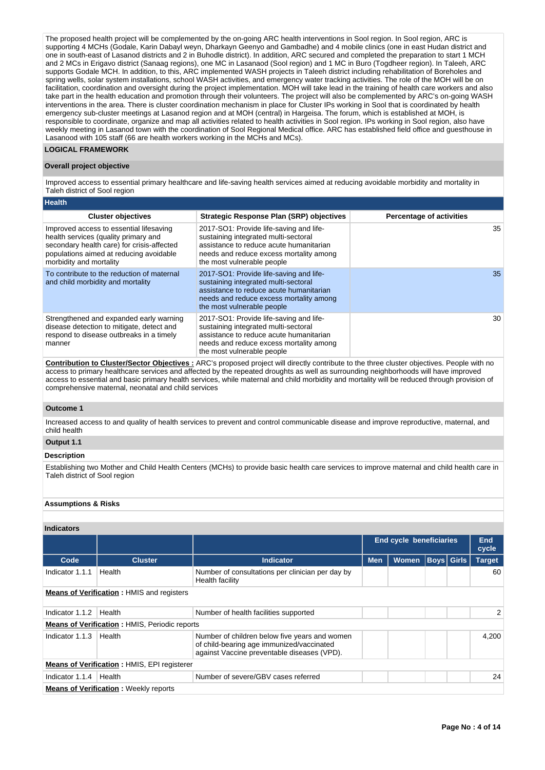The proposed health project will be complemented by the on-going ARC health interventions in Sool region. In Sool region, ARC is supporting 4 MCHs (Godale, Karin Dabayl weyn, Dharkayn Geenyo and Gambadhe) and 4 mobile clinics (one in east Hudan district and one in south-east of Lasanod districts and 2 in Buhodle district). In addition, ARC secured and completed the preparation to start 1 MCH and 2 MCs in Erigavo district (Sanaag regions), one MC in Lasanaod (Sool region) and 1 MC in Buro (Togdheer region). In Taleeh, ARC supports Godale MCH. In addition, to this, ARC implemented WASH projects in Taleeh district including rehabilitation of Boreholes and spring wells, solar system installations, school WASH activities, and emergency water tracking activities. The role of the MOH will be on facilitation, coordination and oversight during the project implementation. MOH will take lead in the training of health care workers and also take part in the health education and promotion through their volunteers. The project will also be complemented by ARC's on-going WASH interventions in the area. There is cluster coordination mechanism in place for Cluster IPs working in Sool that is coordinated by health emergency sub-cluster meetings at Lasanod region and at MOH (central) in Hargeisa. The forum, which is established at MOH, is responsible to coordinate, organize and map all activities related to health activities in Sool region. IPs working in Sool region, also have weekly meeting in Lasanod town with the coordination of Sool Regional Medical office. ARC has established field office and guesthouse in Lasanood with 105 staff (66 are health workers working in the MCHs and MCs).

## LOGICAL FRAMEWORK

### Overall project objective

Improved access to essential primary healthcare and life-saving health services aimed at reducing avoidable morbidity and mortality in Taleh district of Sool region

### Health

| Cluster objectives | Strategic Response Plan (SRP) objectives | Percentage of activities |
|---|---|---|
| Improved access to essential lifesaving health services (quality primary and secondary health care) for crisis-affected populations aimed at reducing avoidable morbidity and mortality | 2017-SO1: Provide life-saving and life-sustaining integrated multi-sectoral assistance to reduce acute humanitarian needs and reduce excess mortality among the most vulnerable people | 35 |
| To contribute to the reduction of maternal and child morbidity and mortality | 2017-SO1: Provide life-saving and life-sustaining integrated multi-sectoral assistance to reduce acute humanitarian needs and reduce excess mortality among the most vulnerable people | 35 |
| Strengthened and expanded early warning disease detection to mitigate, detect and respond to disease outbreaks in a timely manner | 2017-SO1: Provide life-saving and life-sustaining integrated multi-sectoral assistance to reduce acute humanitarian needs and reduce excess mortality among the most vulnerable people | 30 |

**Contribution to Cluster/Sector Objectives :** ARC's proposed project will directly contribute to the three cluster objectives. People with no access to primary healthcare services and affected by the repeated droughts as well as surrounding neighborhoods will have improved access to essential and basic primary health services, while maternal and child morbidity and mortality will be reduced through provision of comprehensive maternal, neonatal and child services

### Outcome 1

Increased access to and quality of health services to prevent and control communicable disease and improve reproductive, maternal, and child health

### Output 1.1

**Description**

Establishing two Mother and Child Health Centers (MCHs) to provide basic health care services to improve maternal and child health care in Taleh district of Sool region

**Assumptions & Risks**

**Indicators**

| | | | End cycle beneficiaries | | | | End cycle |
|---|---|---|---|---|---|---|---|
| Code | Cluster | Indicator | Men | Women | Boys | Girls | Target |
| Indicator 1.1.1 | Health | Number of consultations per clinician per day by Health facility | | | | | 60 |
| **Means of Verification :** HMIS and registers | | | | | | | |
| Indicator 1.1.2 | Health | Number of health facilities supported | | | | | 2 |
| **Means of Verification :** HMIS, Periodic reports | | | | | | | |
| Indicator 1.1.3 | Health | Number of children below five years and women of child-bearing age immunized/vaccinated against Vaccine preventable diseases (VPD). | | | | | 4,200 |
| **Means of Verification :** HMIS, EPI registerer | | | | | | | |
| Indicator 1.1.4 | Health | Number of severe/GBV cases referred | | | | | 24 |
| **Means of Verification :** Weekly reports | | | | | | | |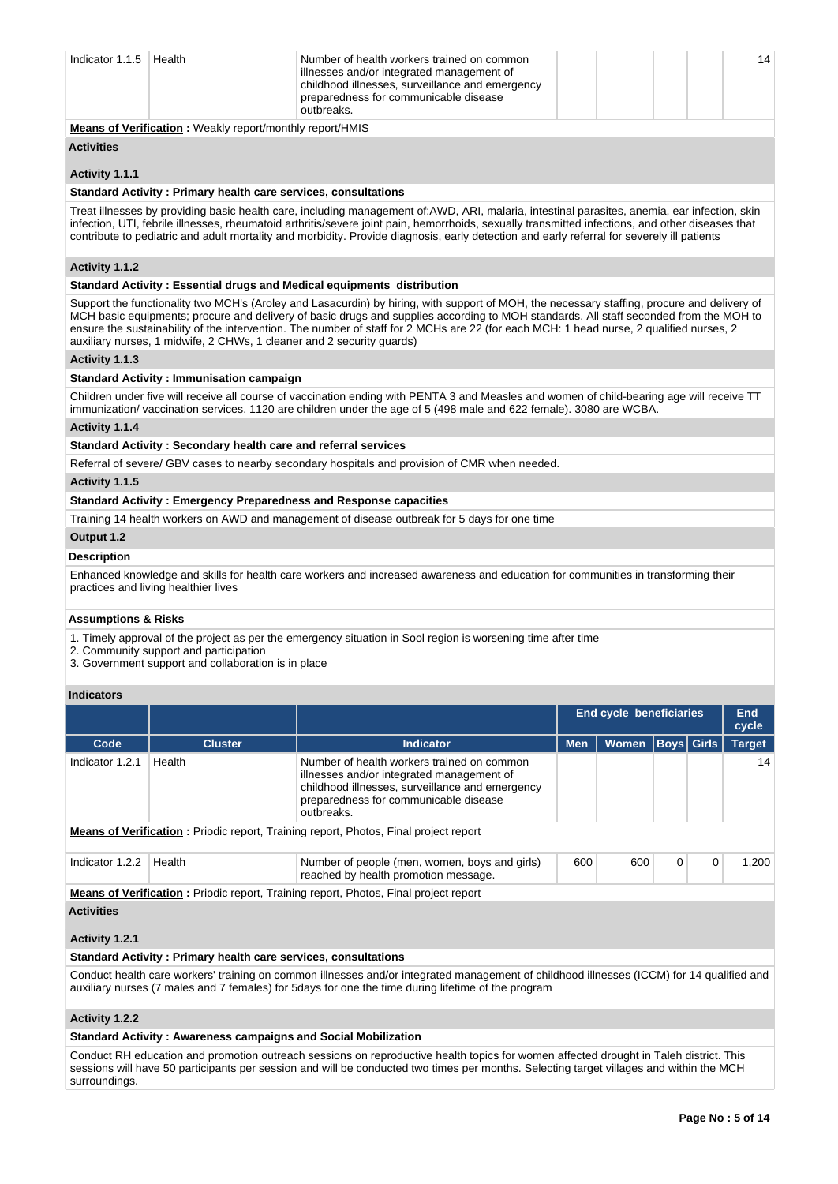| Code | Cluster | Indicator | Men | Women | Boys | Girls | End cycle Target |
|---|---|---|---|---|---|---|---|
| Indicator 1.1.5 | Health | Number of health workers trained on common illnesses and/or integrated management of childhood illnesses, surveillance and emergency preparedness for communicable disease outbreaks. | | | | | 14 |

**Means of Verification :** Weakly report/monthly report/HMIS

**Activities**

**Activity 1.1.1**

**Standard Activity : Primary health care services, consultations**

Treat illnesses by providing basic health care, including management of:AWD, ARI, malaria, intestinal parasites, anemia, ear infection, skin infection, UTI, febrile illnesses, rheumatoid arthritis/severe joint pain, hemorrhoids, sexually transmitted infections, and other diseases that contribute to pediatric and adult mortality and morbidity. Provide diagnosis, early detection and early referral for severely ill patients

**Activity 1.1.2**

**Standard Activity : Essential drugs and Medical equipments distribution**

Support the functionality two MCH's (Aroley and Lasacurdin) by hiring, with support of MOH, the necessary staffing, procure and delivery of MCH basic equipments; procure and delivery of basic drugs and supplies according to MOH standards. All staff seconded from the MOH to ensure the sustainability of the intervention. The number of staff for 2 MCHs are 22 (for each MCH: 1 head nurse, 2 qualified nurses, 2 auxiliary nurses, 1 midwife, 2 CHWs, 1 cleaner and 2 security guards)

**Activity 1.1.3**

**Standard Activity : Immunisation campaign**

Children under five will receive all course of vaccination ending with PENTA 3 and Measles and women of child-bearing age will receive TT immunization/ vaccination services, 1120 are children under the age of 5 (498 male and 622 female). 3080 are WCBA.

**Activity 1.1.4**

**Standard Activity : Secondary health care and referral services**

Referral of severe/ GBV cases to nearby secondary hospitals and provision of CMR when needed.

**Activity 1.1.5**

**Standard Activity : Emergency Preparedness and Response capacities**

Training 14 health workers on AWD and management of disease outbreak for 5 days for one time

**Output 1.2**

**Description**

Enhanced knowledge and skills for health care workers and increased awareness and education for communities in transforming their practices and living healthier lives

**Assumptions & Risks**

1. Timely approval of the project as per the emergency situation in Sool region is worsening time after time
2. Community support and participation
3. Government support and collaboration is in place

**Indicators**

| | | | End cycle beneficiaries | | | | End cycle |
|---|---|---|---|---|---|---|---|
| Code | Cluster | Indicator | Men | Women | Boys | Girls | Target |
| Indicator 1.2.1 | Health | Number of health workers trained on common illnesses and/or integrated management of childhood illnesses, surveillance and emergency preparedness for communicable disease outbreaks. | | | | | 14 |
| Indicator 1.2.2 | Health | Number of people (men, women, boys and girls) reached by health promotion message. | 600 | 600 | 0 | 0 | 1,200 |

**Means of Verification (Indicator 1.2.1) :** Priodic report, Training report, Photos, Final project report

**Means of Verification (Indicator 1.2.2) :** Priodic report, Training report, Photos, Final project report

**Activities**

**Activity 1.2.1**

**Standard Activity : Primary health care services, consultations**

Conduct health care workers' training on common illnesses and/or integrated management of childhood illnesses (ICCM) for 14 qualified and auxiliary nurses (7 males and 7 females) for 5days for one the time during lifetime of the program

**Activity 1.2.2**

**Standard Activity : Awareness campaigns and Social Mobilization**

Conduct RH education and promotion outreach sessions on reproductive health topics for women affected drought in Taleh district. This sessions will have 50 participants per session and will be conducted two times per months. Selecting target villages and within the MCH surroundings.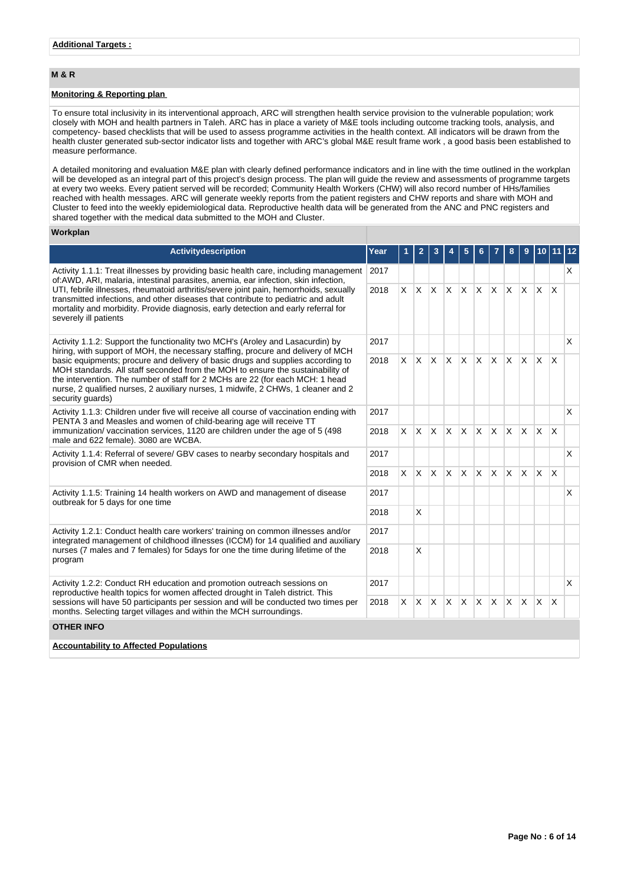**Additional Targets :**

## M & R

**Monitoring & Reporting plan**

To ensure total inclusivity in its interventional approach, ARC will strengthen health service provision to the vulnerable population; work closely with MOH and health partners in Taleh. ARC has in place a variety of M&E tools including outcome tracking tools, analysis, and competency- based checklists that will be used to assess programme activities in the health context. All indicators will be drawn from the health cluster generated sub-sector indicator lists and together with ARC's global M&E result frame work , a good basis been established to measure performance.

A detailed monitoring and evaluation M&E plan with clearly defined performance indicators and in line with the time outlined in the workplan will be developed as an integral part of this project's design process. The plan will guide the review and assessments of programme targets at every two weeks. Every patient served will be recorded; Community Health Workers (CHW) will also record number of HHs/families reached with health messages. ARC will generate weekly reports from the patient registers and CHW reports and share with MOH and Cluster to feed into the weekly epidemiological data. Reproductive health data will be generated from the ANC and PNC registers and shared together with the medical data submitted to the MOH and Cluster.

**Workplan**

| Activitydescription | Year | 1 | 2 | 3 | 4 | 5 | 6 | 7 | 8 | 9 | 10 | 11 | 12 |
|---|---|---|---|---|---|---|---|---|---|---|---|---|---|
| Activity 1.1.1: Treat illnesses by providing basic health care, including management of:AWD, ARI, malaria, intestinal parasites, anemia, ear infection, skin infection, UTI, febrile illnesses, rheumatoid arthritis/severe joint pain, hemorrhoids, sexually transmitted infections, and other diseases that contribute to pediatric and adult mortality and morbidity. Provide diagnosis, early detection and early referral for severely ill patients | 2017 | | | | | | | | | | | | X |
| | 2018 | X | X | X | X | X | X | X | X | X | X | X | |
| Activity 1.1.2: Support the functionality two MCH's (Aroley and Lasacurdin) by hiring, with support of MOH, the necessary staffing, procure and delivery of MCH basic equipments; procure and delivery of basic drugs and supplies according to MOH standards. All staff seconded from the MOH to ensure the sustainability of the intervention. The number of staff for 2 MCHs are 22 (for each MCH: 1 head nurse, 2 qualified nurses, 2 auxiliary nurses, 1 midwife, 2 CHWs, 1 cleaner and 2 security guards) | 2017 | | | | | | | | | | | | X |
| | 2018 | X | X | X | X | X | X | X | X | X | X | X | |
| Activity 1.1.3: Children under five will receive all course of vaccination ending with PENTA 3 and Measles and women of child-bearing age will receive TT immunization/ vaccination services, 1120 are children under the age of 5 (498 male and 622 female). 3080 are WCBA. | 2017 | | | | | | | | | | | | X |
| | 2018 | X | X | X | X | X | X | X | X | X | X | X | |
| Activity 1.1.4: Referral of severe/ GBV cases to nearby secondary hospitals and provision of CMR when needed. | 2017 | | | | | | | | | | | | X |
| | 2018 | X | X | X | X | X | X | X | X | X | X | X | |
| Activity 1.1.5: Training 14 health workers on AWD and management of disease outbreak for 5 days for one time | 2017 | | | | | | | | | | | | X |
| | 2018 | | X | | | | | | | | | | |
| Activity 1.2.1: Conduct health care workers' training on common illnesses and/or integrated management of childhood illnesses (ICCM) for 14 qualified and auxiliary nurses (7 males and 7 females) for 5days for one the time during lifetime of the program | 2017 | | | | | | | | | | | | |
| | 2018 | | X | | | | | | | | | | |
| Activity 1.2.2: Conduct RH education and promotion outreach sessions on reproductive health topics for women affected drought in Taleh district. This sessions will have 50 participants per session and will be conducted two times per months. Selecting target villages and within the MCH surroundings. | 2017 | | | | | | | | | | | | X |
| | 2018 | X | X | X | X | X | X | X | X | X | X | X | |

## OTHER INFO

**Accountability to Affected Populations**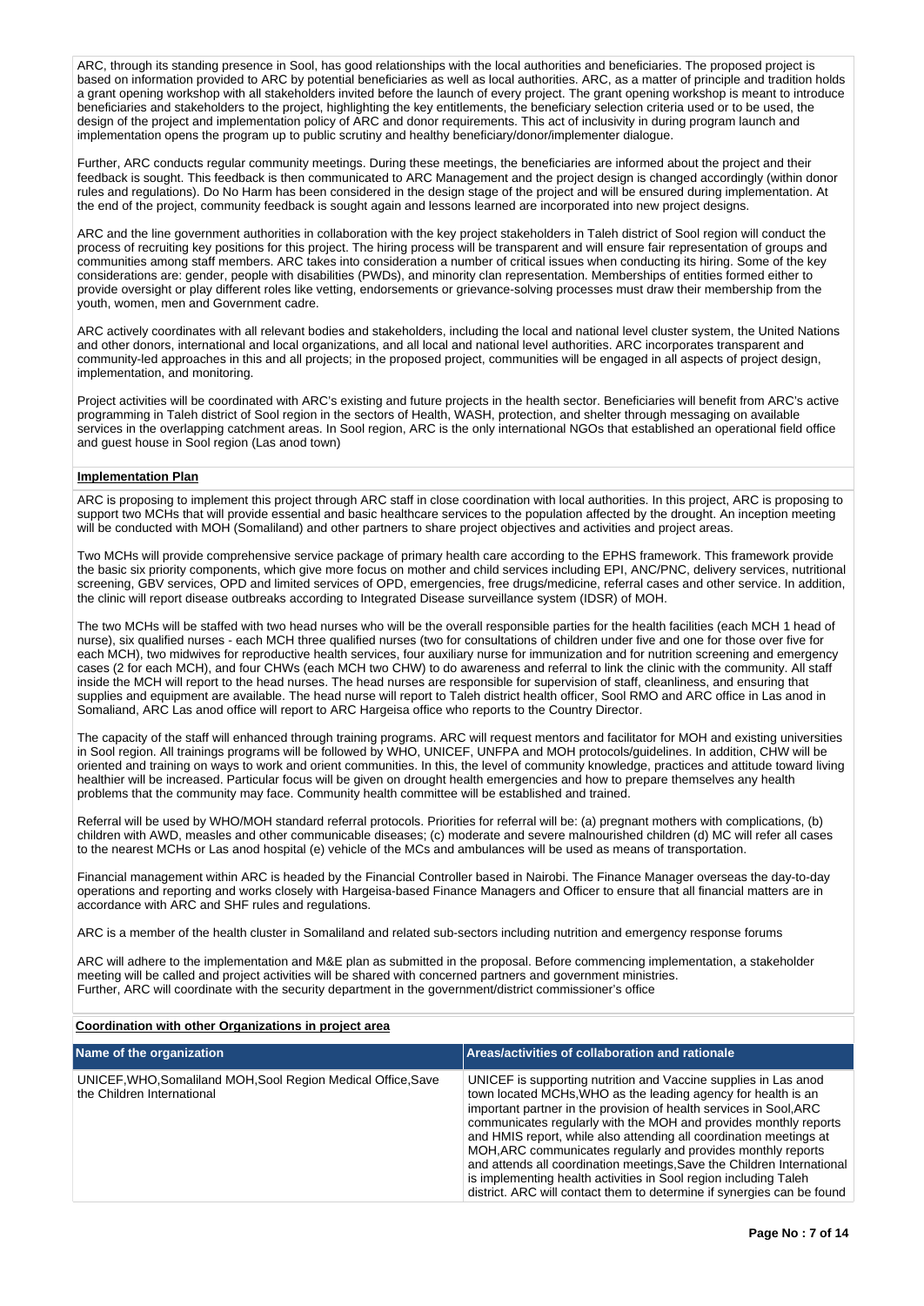ARC, through its standing presence in Sool, has good relationships with the local authorities and beneficiaries. The proposed project is based on information provided to ARC by potential beneficiaries as well as local authorities. ARC, as a matter of principle and tradition holds a grant opening workshop with all stakeholders invited before the launch of every project. The grant opening workshop is meant to introduce beneficiaries and stakeholders to the project, highlighting the key entitlements, the beneficiary selection criteria used or to be used, the design of the project and implementation policy of ARC and donor requirements. This act of inclusivity in during program launch and implementation opens the program up to public scrutiny and healthy beneficiary/donor/implementer dialogue.

Further, ARC conducts regular community meetings. During these meetings, the beneficiaries are informed about the project and their feedback is sought. This feedback is then communicated to ARC Management and the project design is changed accordingly (within donor rules and regulations). Do No Harm has been considered in the design stage of the project and will be ensured during implementation. At the end of the project, community feedback is sought again and lessons learned are incorporated into new project designs.

ARC and the line government authorities in collaboration with the key project stakeholders in Taleh district of Sool region will conduct the process of recruiting key positions for this project. The hiring process will be transparent and will ensure fair representation of groups and communities among staff members. ARC takes into consideration a number of critical issues when conducting its hiring. Some of the key considerations are: gender, people with disabilities (PWDs), and minority clan representation. Memberships of entities formed either to provide oversight or play different roles like vetting, endorsements or grievance-solving processes must draw their membership from the youth, women, men and Government cadre.

ARC actively coordinates with all relevant bodies and stakeholders, including the local and national level cluster system, the United Nations and other donors, international and local organizations, and all local and national level authorities. ARC incorporates transparent and community-led approaches in this and all projects; in the proposed project, communities will be engaged in all aspects of project design, implementation, and monitoring.

Project activities will be coordinated with ARC's existing and future projects in the health sector. Beneficiaries will benefit from ARC's active programming in Taleh district of Sool region in the sectors of Health, WASH, protection, and shelter through messaging on available services in the overlapping catchment areas. In Sool region, ARC is the only international NGOs that established an operational field office and guest house in Sool region (Las anod town)

**Implementation Plan**

ARC is proposing to implement this project through ARC staff in close coordination with local authorities. In this project, ARC is proposing to support two MCHs that will provide essential and basic healthcare services to the population affected by the drought. An inception meeting will be conducted with MOH (Somaliland) and other partners to share project objectives and activities and project areas.

Two MCHs will provide comprehensive service package of primary health care according to the EPHS framework. This framework provide the basic six priority components, which give more focus on mother and child services including EPI, ANC/PNC, delivery services, nutritional screening, GBV services, OPD and limited services of OPD, emergencies, free drugs/medicine, referral cases and other service. In addition, the clinic will report disease outbreaks according to Integrated Disease surveillance system (IDSR) of MOH.

The two MCHs will be staffed with two head nurses who will be the overall responsible parties for the health facilities (each MCH 1 head of nurse), six qualified nurses - each MCH three qualified nurses (two for consultations of children under five and one for those over five for each MCH), two midwives for reproductive health services, four auxiliary nurse for immunization and for nutrition screening and emergency cases (2 for each MCH), and four CHWs (each MCH two CHW) to do awareness and referral to link the clinic with the community. All staff inside the MCH will report to the head nurses. The head nurses are responsible for supervision of staff, cleanliness, and ensuring that supplies and equipment are available. The head nurse will report to Taleh district health officer, Sool RMO and ARC office in Las anod in Somaliand, ARC Las anod office will report to ARC Hargeisa office who reports to the Country Director.

The capacity of the staff will enhanced through training programs. ARC will request mentors and facilitator for MOH and existing universities in Sool region. All trainings programs will be followed by WHO, UNICEF, UNFPA and MOH protocols/guidelines. In addition, CHW will be oriented and training on ways to work and orient communities. In this, the level of community knowledge, practices and attitude toward living healthier will be increased. Particular focus will be given on drought health emergencies and how to prepare themselves any health problems that the community may face. Community health committee will be established and trained.

Referral will be used by WHO/MOH standard referral protocols. Priorities for referral will be: (a) pregnant mothers with complications, (b) children with AWD, measles and other communicable diseases; (c) moderate and severe malnourished children (d) MC will refer all cases to the nearest MCHs or Las anod hospital (e) vehicle of the MCs and ambulances will be used as means of transportation.

Financial management within ARC is headed by the Financial Controller based in Nairobi. The Finance Manager overseas the day-to-day operations and reporting and works closely with Hargeisa-based Finance Managers and Officer to ensure that all financial matters are in accordance with ARC and SHF rules and regulations.

ARC is a member of the health cluster in Somaliland and related sub-sectors including nutrition and emergency response forums

ARC will adhere to the implementation and M&E plan as submitted in the proposal. Before commencing implementation, a stakeholder meeting will be called and project activities will be shared with concerned partners and government ministries.
Further, ARC will coordinate with the security department in the government/district commissioner's office

**Coordination with other Organizations in project area**

| Name of the organization | Areas/activities of collaboration and rationale |
|---|---|
| UNICEF,WHO,Somaliland MOH,Sool Region Medical Office,Save the Children International | UNICEF is supporting nutrition and Vaccine supplies in Las anod town located MCHs,WHO as the leading agency for health is an important partner in the provision of health services in Sool,ARC communicates regularly with the MOH and provides monthly reports and HMIS report, while also attending all coordination meetings at MOH,ARC communicates regularly and provides monthly reports and attends all coordination meetings,Save the Children International is implementing health activities in Sool region including Taleh district. ARC will contact them to determine if synergies can be found |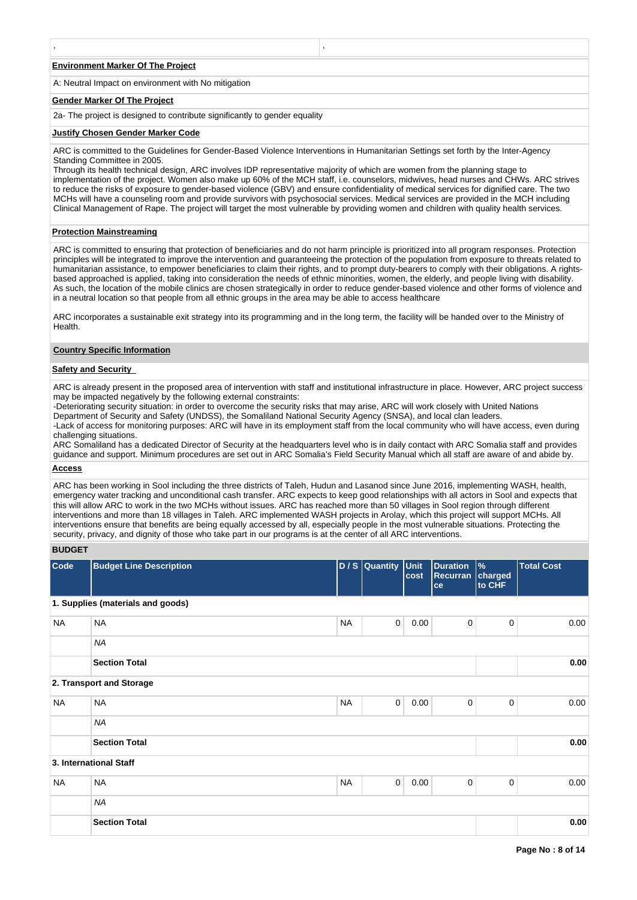, ,

**Environment Marker Of The Project**

A: Neutral Impact on environment with No mitigation

**Gender Marker Of The Project**

2a- The project is designed to contribute significantly to gender equality

**Justify Chosen Gender Marker Code**

ARC is committed to the Guidelines for Gender-Based Violence Interventions in Humanitarian Settings set forth by the Inter-Agency Standing Committee in 2005.
Through its health technical design, ARC involves IDP representative majority of which are women from the planning stage to implementation of the project. Women also make up 60% of the MCH staff, i.e. counselors, midwives, head nurses and CHWs. ARC strives to reduce the risks of exposure to gender-based violence (GBV) and ensure confidentiality of medical services for dignified care. The two MCHs will have a counseling room and provide survivors with psychosocial services. Medical services are provided in the MCH including Clinical Management of Rape. The project will target the most vulnerable by providing women and children with quality health services.

**Protection Mainstreaming**

ARC is committed to ensuring that protection of beneficiaries and do not harm principle is prioritized into all program responses. Protection principles will be integrated to improve the intervention and guaranteeing the protection of the population from exposure to threats related to humanitarian assistance, to empower beneficiaries to claim their rights, and to prompt duty-bearers to comply with their obligations. A rights-based approached is applied, taking into consideration the needs of ethnic minorities, women, the elderly, and people living with disability. As such, the location of the mobile clinics are chosen strategically in order to reduce gender-based violence and other forms of violence and in a neutral location so that people from all ethnic groups in the area may be able to access healthcare

ARC incorporates a sustainable exit strategy into its programming and in the long term, the facility will be handed over to the Ministry of Health.

## Country Specific Information

**Safety and Security**

ARC is already present in the proposed area of intervention with staff and institutional infrastructure in place. However, ARC project success may be impacted negatively by the following external constraints:
-Deteriorating security situation: in order to overcome the security risks that may arise, ARC will work closely with United Nations Department of Security and Safety (UNDSS), the Somaliland National Security Agency (SNSA), and local clan leaders.
-Lack of access for monitoring purposes: ARC will have in its employment staff from the local community who will have access, even during challenging situations.
ARC Somaliland has a dedicated Director of Security at the headquarters level who is in daily contact with ARC Somalia staff and provides guidance and support. Minimum procedures are set out in ARC Somalia's Field Security Manual which all staff are aware of and abide by.

**Access**

ARC has been working in Sool including the three districts of Taleh, Hudun and Lasanod since June 2016, implementing WASH, health, emergency water tracking and unconditional cash transfer. ARC expects to keep good relationships with all actors in Sool and expects that this will allow ARC to work in the two MCHs without issues. ARC has reached more than 50 villages in Sool region through different interventions and more than 18 villages in Taleh. ARC implemented WASH projects in Arolay, which this project will support MCHs. All interventions ensure that benefits are being equally accessed by all, especially people in the most vulnerable situations. Protecting the security, privacy, and dignity of those who take part in our programs is at the center of all ARC interventions.

## BUDGET

| Code | Budget Line Description | D / S | Quantity | Unit cost | Duration Recurrance | % charged to CHF | Total Cost |
|---|---|---|---|---|---|---|---|
| **1. Supplies (materials and goods)** | | | | | | | |
| NA | NA | NA | 0 | 0.00 | 0 | 0 | 0.00 |
| | *NA* | | | | | | |
| | **Section Total** | | | | | | **0.00** |
| **2. Transport and Storage** | | | | | | | |
| NA | NA | NA | 0 | 0.00 | 0 | 0 | 0.00 |
| | *NA* | | | | | | |
| | **Section Total** | | | | | | **0.00** |
| **3. International Staff** | | | | | | | |
| NA | NA | NA | 0 | 0.00 | 0 | 0 | 0.00 |
| | *NA* | | | | | | |
| | **Section Total** | | | | | | **0.00** |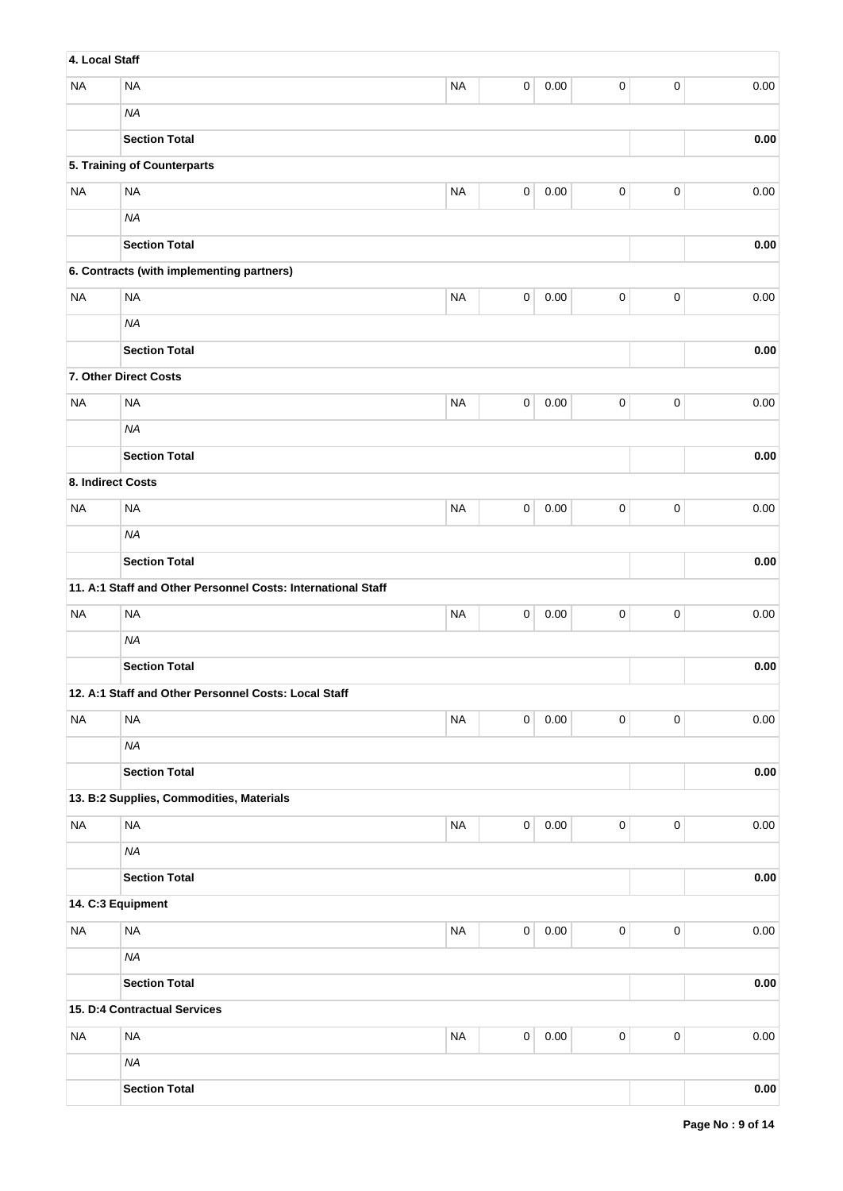| | | | | | | | |
|---|---|---|---|---|---|---|---|
| **4. Local Staff** | | | | | | | |
| NA | NA | NA | 0 | 0.00 | 0 | 0 | 0.00 |
| | *NA* | | | | | | |
| | **Section Total** | | | | | | **0.00** |
| | **5. Training of Counterparts** | | | | | | |
| NA | NA | NA | 0 | 0.00 | 0 | 0 | 0.00 |
| | *NA* | | | | | | |
| | **Section Total** | | | | | | **0.00** |
| | **6. Contracts (with implementing partners)** | | | | | | |
| NA | NA | NA | 0 | 0.00 | 0 | 0 | 0.00 |
| | *NA* | | | | | | |
| | **Section Total** | | | | | | **0.00** |
| **7. Other Direct Costs** | | | | | | | |
| NA | NA | NA | 0 | 0.00 | 0 | 0 | 0.00 |
| | *NA* | | | | | | |
| | **Section Total** | | | | | | **0.00** |
| **8. Indirect Costs** | | | | | | | |
| NA | NA | NA | 0 | 0.00 | 0 | 0 | 0.00 |
| | *NA* | | | | | | |
| | **Section Total** | | | | | | **0.00** |
| | **11. A:1 Staff and Other Personnel Costs: International Staff** | | | | | | |
| NA | NA | NA | 0 | 0.00 | 0 | 0 | 0.00 |
| | *NA* | | | | | | |
| | **Section Total** | | | | | | **0.00** |
| | **12. A:1 Staff and Other Personnel Costs: Local Staff** | | | | | | |
| NA | NA | NA | 0 | 0.00 | 0 | 0 | 0.00 |
| | *NA* | | | | | | |
| | **Section Total** | | | | | | **0.00** |
| | **13. B:2 Supplies, Commodities, Materials** | | | | | | |
| NA | NA | NA | 0 | 0.00 | 0 | 0 | 0.00 |
| | *NA* | | | | | | |
| | **Section Total** | | | | | | **0.00** |
| | **14. C:3 Equipment** | | | | | | |
| NA | NA | NA | 0 | 0.00 | 0 | 0 | 0.00 |
| | *NA* | | | | | | |
| | **Section Total** | | | | | | **0.00** |
| | **15. D:4 Contractual Services** | | | | | | |
| NA | NA | NA | 0 | 0.00 | 0 | 0 | 0.00 |
| | *NA* | | | | | | |
| | **Section Total** | | | | | | **0.00** |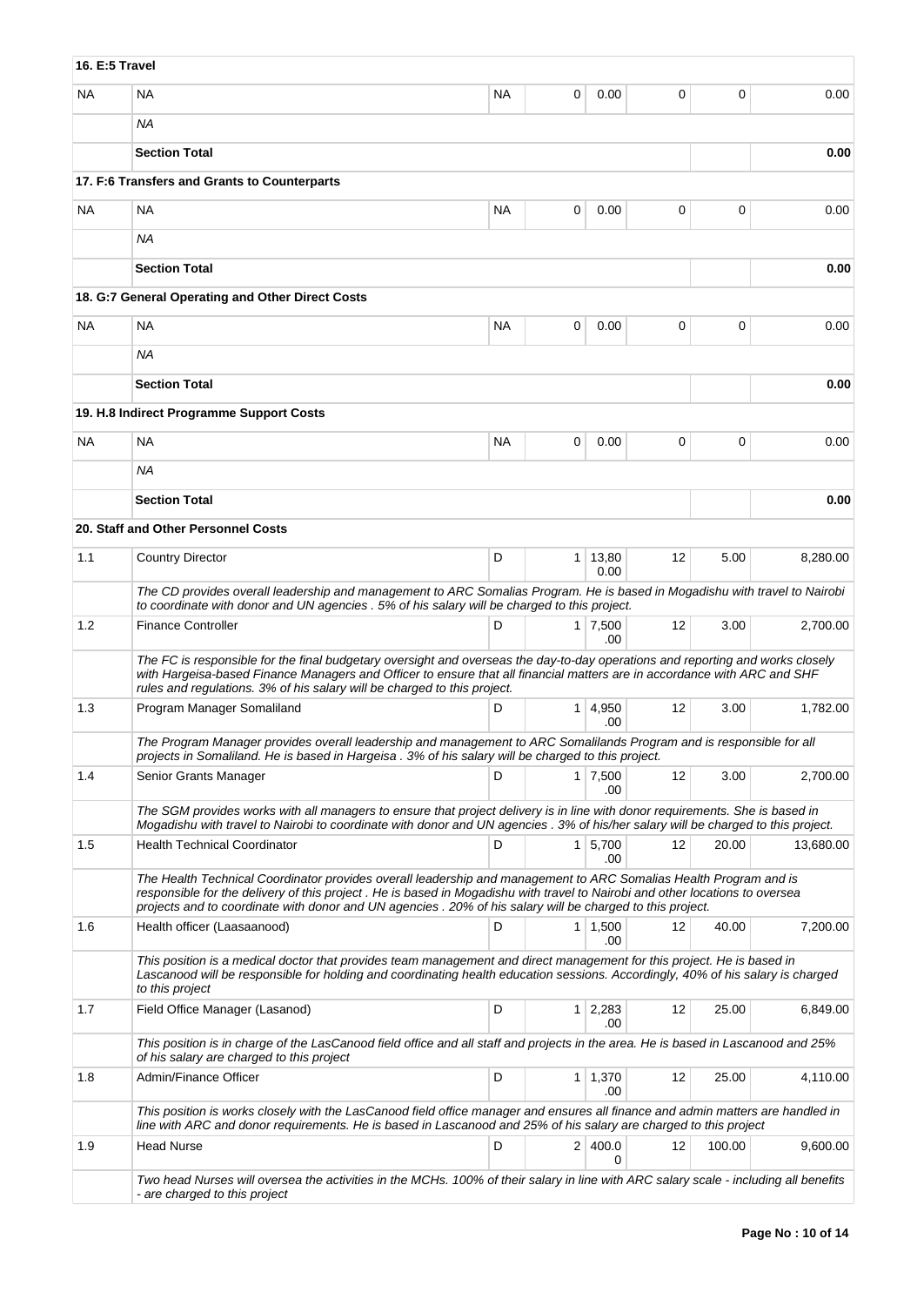| **16. E:5 Travel** | | | | | | | |
|---|---|---|---|---|---|---|---|
| NA | NA | NA | 0 | 0.00 | 0 | 0 | 0.00 |
| | *NA* | | | | | | |
| | **Section Total** | | | | | | **0.00** |
| | **17. F:6 Transfers and Grants to Counterparts** | | | | | | |
| NA | NA | NA | 0 | 0.00 | 0 | 0 | 0.00 |
| | *NA* | | | | | | |
| | **Section Total** | | | | | | **0.00** |
| | **18. G:7 General Operating and Other Direct Costs** | | | | | | |
| NA | NA | NA | 0 | 0.00 | 0 | 0 | 0.00 |
| | *NA* | | | | | | |
| | **Section Total** | | | | | | **0.00** |
| | **19. H.8 Indirect Programme Support Costs** | | | | | | |
| NA | NA | NA | 0 | 0.00 | 0 | 0 | 0.00 |
| | *NA* | | | | | | |
| | **Section Total** | | | | | | **0.00** |
| | **20. Staff and Other Personnel Costs** | | | | | | |
| 1.1 | Country Director | D | 1 | 13,800.00 | 12 | 5.00 | 8,280.00 |
| | *The CD provides overall leadership and management to ARC Somalias Program. He is based in Mogadishu with travel to Nairobi to coordinate with donor and UN agencies . 5% of his salary will be charged to this project.* | | | | | | |
| 1.2 | Finance Controller | D | 1 | 7,500.00 | 12 | 3.00 | 2,700.00 |
| | *The FC is responsible for the final budgetary oversight and overseas the day-to-day operations and reporting and works closely with Hargeisa-based Finance Managers and Officer to ensure that all financial matters are in accordance with ARC and SHF rules and regulations. 3% of his salary will be charged to this project.* | | | | | | |
| 1.3 | Program Manager Somaliland | D | 1 | 4,950.00 | 12 | 3.00 | 1,782.00 |
| | *The Program Manager provides overall leadership and management to ARC Somalilands Program and is responsible for all projects in Somaliland. He is based in Hargeisa . 3% of his salary will be charged to this project.* | | | | | | |
| 1.4 | Senior Grants Manager | D | 1 | 7,500.00 | 12 | 3.00 | 2,700.00 |
| | *The SGM provides works with all managers to ensure that project delivery is in line with donor requirements. She is based in Mogadishu with travel to Nairobi to coordinate with donor and UN agencies . 3% of his/her salary will be charged to this project.* | | | | | | |
| 1.5 | Health Technical Coordinator | D | 1 | 5,700.00 | 12 | 20.00 | 13,680.00 |
| | *The Health Technical Coordinator provides overall leadership and management to ARC Somalias Health Program and is responsible for the delivery of this project . He is based in Mogadishu with travel to Nairobi and other locations to oversea projects and to coordinate with donor and UN agencies . 20% of his salary will be charged to this project.* | | | | | | |
| 1.6 | Health officer (Laasaanood) | D | 1 | 1,500.00 | 12 | 40.00 | 7,200.00 |
| | *This position is a medical doctor that provides team management and direct management for this project. He is based in Lascanood will be responsible for holding and coordinating health education sessions. Accordingly, 40% of his salary is charged to this project* | | | | | | |
| 1.7 | Field Office Manager (Lasanod) | D | 1 | 2,283.00 | 12 | 25.00 | 6,849.00 |
| | *This position is in charge of the LasCanood field office and all staff and projects in the area. He is based in Lascanood and 25% of his salary are charged to this project* | | | | | | |
| 1.8 | Admin/Finance Officer | D | 1 | 1,370.00 | 12 | 25.00 | 4,110.00 |
| | *This position is works closely with the LasCanood field office manager and ensures all finance and admin matters are handled in line with ARC and donor requirements. He is based in Lascanood and 25% of his salary are charged to this project* | | | | | | |
| 1.9 | Head Nurse | D | 2 | 400.00 | 12 | 100.00 | 9,600.00 |
| | *Two head Nurses will oversea the activities in the MCHs. 100% of their salary in line with ARC salary scale - including all benefits - are charged to this project* | | | | | | |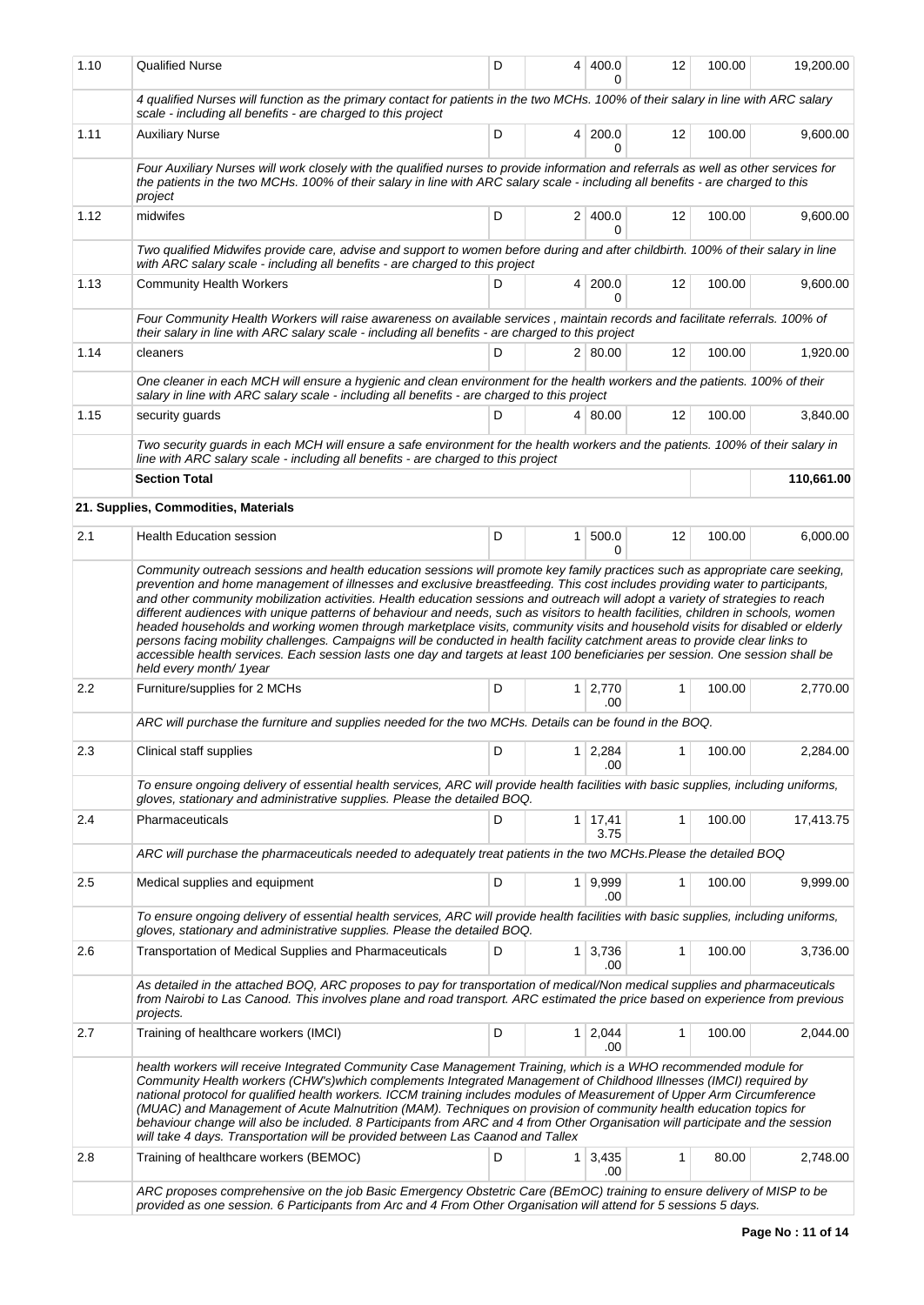| | | | | | | | |
|---|---|---|---|---|---|---|---|
| 1.10 | Qualified Nurse | D | 4 | 400.00 | 12 | 100.00 | 19,200.00 |
| | *4 qualified Nurses will function as the primary contact for patients in the two MCHs. 100% of their salary in line with ARC salary scale - including all benefits - are charged to this project* | | | | | | |
| 1.11 | Auxiliary Nurse | D | 4 | 200.00 | 12 | 100.00 | 9,600.00 |
| | *Four Auxiliary Nurses will work closely with the qualified nurses to provide information and referrals as well as other services for the patients in the two MCHs. 100% of their salary in line with ARC salary scale - including all benefits - are charged to this project* | | | | | | |
| 1.12 | midwifes | D | 2 | 400.00 | 12 | 100.00 | 9,600.00 |
| | *Two qualified Midwifes provide care, advise and support to women before during and after childbirth. 100% of their salary in line with ARC salary scale - including all benefits - are charged to this project* | | | | | | |
| 1.13 | Community Health Workers | D | 4 | 200.00 | 12 | 100.00 | 9,600.00 |
| | *Four Community Health Workers will raise awareness on available services , maintain records and facilitate referrals. 100% of their salary in line with ARC salary scale - including all benefits - are charged to this project* | | | | | | |
| 1.14 | cleaners | D | 2 | 80.00 | 12 | 100.00 | 1,920.00 |
| | *One cleaner in each MCH will ensure a hygienic and clean environment for the health workers and the patients. 100% of their salary in line with ARC salary scale - including all benefits - are charged to this project* | | | | | | |
| 1.15 | security guards | D | 4 | 80.00 | 12 | 100.00 | 3,840.00 |
| | *Two security guards in each MCH will ensure a safe environment for the health workers and the patients. 100% of their salary in line with ARC salary scale - including all benefits - are charged to this project* | | | | | | |
| | **Section Total** | | | | | | **110,661.00** |

**21. Supplies, Commodities, Materials**

| | | | | | | | |
|---|---|---|---|---|---|---|---|
| 2.1 | Health Education session | D | 1 | 500.00 | 12 | 100.00 | 6,000.00 |
| | *Community outreach sessions and health education sessions will promote key family practices such as appropriate care seeking, prevention and home management of illnesses and exclusive breastfeeding. This cost includes providing water to participants, and other community mobilization activities. Health education sessions and outreach will adopt a variety of strategies to reach different audiences with unique patterns of behaviour and needs, such as visitors to health facilities, children in schools, women headed households and working women through marketplace visits, community visits and household visits for disabled or elderly persons facing mobility challenges. Campaigns will be conducted in health facility catchment areas to provide clear links to accessible health services. Each session lasts one day and targets at least 100 beneficiaries per session. One session shall be held every month/ 1year* | | | | | | |
| 2.2 | Furniture/supplies for 2 MCHs | D | 1 | 2,770.00 | 1 | 100.00 | 2,770.00 |
| | *ARC will purchase the furniture and supplies needed for the two MCHs. Details can be found in the BOQ.* | | | | | | |
| 2.3 | Clinical staff supplies | D | 1 | 2,284.00 | 1 | 100.00 | 2,284.00 |
| | *To ensure ongoing delivery of essential health services, ARC will provide health facilities with basic supplies, including uniforms, gloves, stationary and administrative supplies. Please the detailed BOQ.* | | | | | | |
| 2.4 | Pharmaceuticals | D | 1 | 17,413.75 | 1 | 100.00 | 17,413.75 |
| | *ARC will purchase the pharmaceuticals needed to adequately treat patients in the two MCHs.Please the detailed BOQ* | | | | | | |
| 2.5 | Medical supplies and equipment | D | 1 | 9,999.00 | 1 | 100.00 | 9,999.00 |
| | *To ensure ongoing delivery of essential health services, ARC will provide health facilities with basic supplies, including uniforms, gloves, stationary and administrative supplies. Please the detailed BOQ.* | | | | | | |
| 2.6 | Transportation of Medical Supplies and Pharmaceuticals | D | 1 | 3,736.00 | 1 | 100.00 | 3,736.00 |
| | *As detailed in the attached BOQ, ARC proposes to pay for transportation of medical/Non medical supplies and pharmaceuticals from Nairobi to Las Canood. This involves plane and road transport. ARC estimated the price based on experience from previous projects.* | | | | | | |
| 2.7 | Training of healthcare workers (IMCI) | D | 1 | 2,044.00 | 1 | 100.00 | 2,044.00 |
| | *health workers will receive Integrated Community Case Management Training, which is a WHO recommended module for Community Health workers (CHW's)which complements Integrated Management of Childhood Illnesses (IMCI) required by national protocol for qualified health workers. ICCM training includes modules of Measurement of Upper Arm Circumference (MUAC) and Management of Acute Malnutrition (MAM). Techniques on provision of community health education topics for behaviour change will also be included. 8 Participants from ARC and 4 from Other Organisation will participate and the session will take 4 days. Transportation will be provided between Las Caanod and Tallex* | | | | | | |
| 2.8 | Training of healthcare workers (BEMOC) | D | 1 | 3,435.00 | 1 | 80.00 | 2,748.00 |
| | *ARC proposes comprehensive on the job Basic Emergency Obstetric Care (BEmOC) training to ensure delivery of MISP to be provided as one session. 6 Participants from Arc and 4 From Other Organisation will attend for 5 sessions 5 days.* | | | | | | |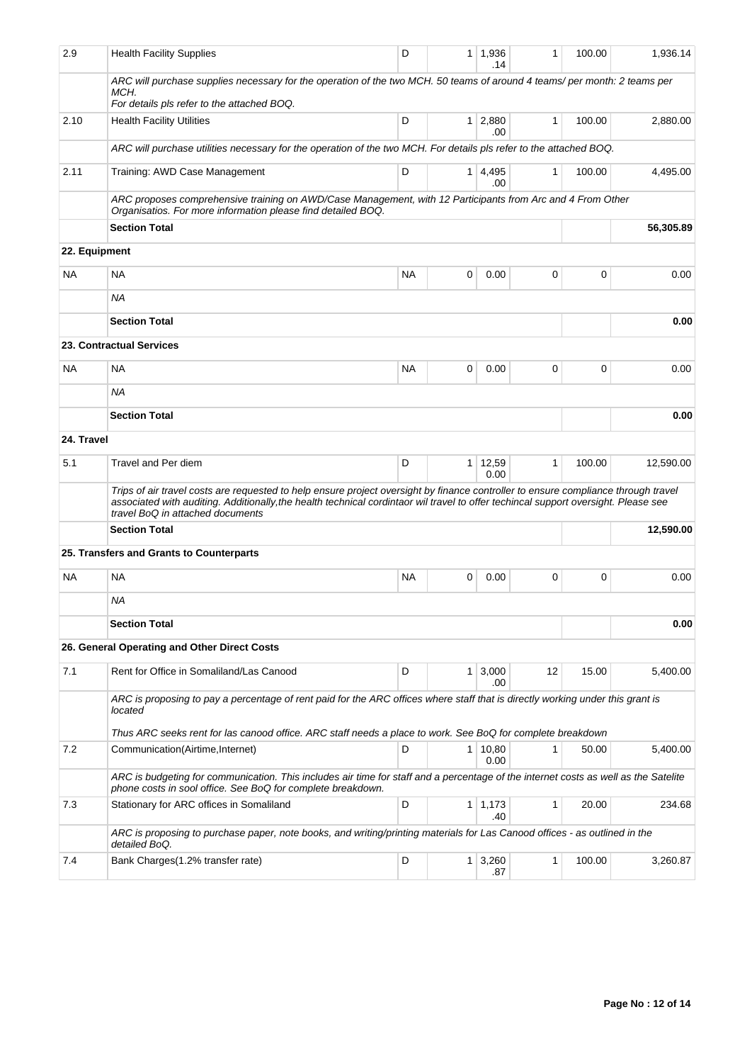| | | | | | | | |
|---|---|---|---|---|---|---|---|
| 2.9 | Health Facility Supplies | D | 1 | 1,936.14 | 1 | 100.00 | 1,936.14 |
| | *ARC will purchase supplies necessary for the operation of the two MCH. 50 teams of around 4 teams/ per month: 2 teams per MCH.<br>For details pls refer to the attached BOQ.* | | | | | | |
| 2.10 | Health Facility Utilities | D | 1 | 2,880.00 | 1 | 100.00 | 2,880.00 |
| | *ARC will purchase utilities necessary for the operation of the two MCH. For details pls refer to the attached BOQ.* | | | | | | |
| 2.11 | Training: AWD Case Management | D | 1 | 4,495.00 | 1 | 100.00 | 4,495.00 |
| | *ARC proposes comprehensive training on AWD/Case Management, with 12 Participants from Arc and 4 From Other Organisatios. For more information please find detailed BOQ.* | | | | | | |
| | **Section Total** | | | | | | **56,305.89** |
| **22. Equipment** | | | | | | | |
| NA | NA | NA | 0 | 0.00 | 0 | 0 | 0.00 |
| | *NA* | | | | | | |
| | **Section Total** | | | | | | **0.00** |
| | **23. Contractual Services** | | | | | | |
| NA | NA | NA | 0 | 0.00 | 0 | 0 | 0.00 |
| | *NA* | | | | | | |
| | **Section Total** | | | | | | **0.00** |
| **24. Travel** | | | | | | | |
| 5.1 | Travel and Per diem | D | 1 | 12,590.00 | 1 | 100.00 | 12,590.00 |
| | *Trips of air travel costs are requested to help ensure project oversight by finance controller to ensure compliance through travel associated with auditing. Additionally,the health technical cordintaor wil travel to offer techincal support oversight. Please see travel BoQ in attached documents* | | | | | | |
| | **Section Total** | | | | | | **12,590.00** |
| | **25. Transfers and Grants to Counterparts** | | | | | | |
| NA | NA | NA | 0 | 0.00 | 0 | 0 | 0.00 |
| | *NA* | | | | | | |
| | **Section Total** | | | | | | **0.00** |
| | **26. General Operating and Other Direct Costs** | | | | | | |
| 7.1 | Rent for Office in Somaliland/Las Canood | D | 1 | 3,000.00 | 12 | 15.00 | 5,400.00 |
| | *ARC is proposing to pay a percentage of rent paid for the ARC offices where staff that is directly working under this grant is located<br><br>Thus ARC seeks rent for las canood office. ARC staff needs a place to work. See BoQ for complete breakdown* | | | | | | |
| 7.2 | Communication(Airtime,Internet) | D | 1 | 10,800.00 | 1 | 50.00 | 5,400.00 |
| | *ARC is budgeting for communication. This includes air time for staff and a percentage of the internet costs as well as the Satelite phone costs in sool office. See BoQ for complete breakdown.* | | | | | | |
| 7.3 | Stationary for ARC offices in Somaliland | D | 1 | 1,173.40 | 1 | 20.00 | 234.68 |
| | *ARC is proposing to purchase paper, note books, and writing/printing materials for Las Canood offices - as outlined in the detailed BoQ.* | | | | | | |
| 7.4 | Bank Charges(1.2% transfer rate) | D | 1 | 3,260.87 | 1 | 100.00 | 3,260.87 |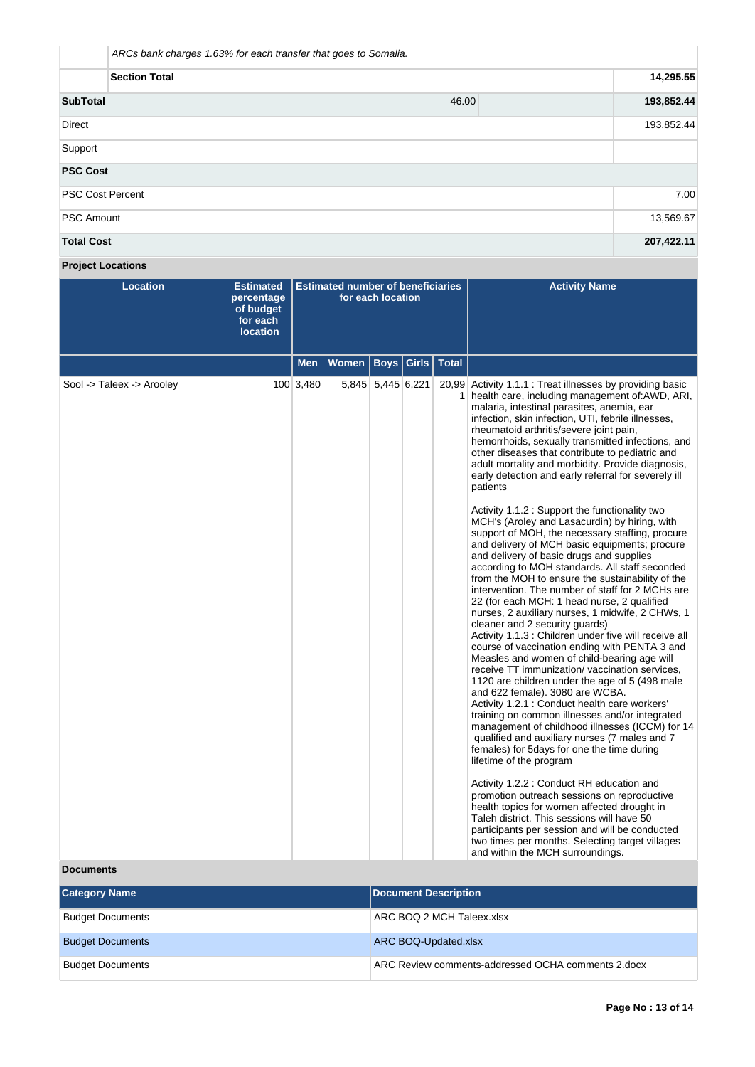| | | | | |
|---|---|---|---|---|
| | *ARCs bank charges 1.63% for each transfer that goes to Somalia.* | | | |
| | **Section Total** | | | **14,295.55** |
| **SubTotal** | | 46.00 | | **193,852.44** |
| Direct | | | | 193,852.44 |
| Support | | | | |
| **PSC Cost** | | | | |
| PSC Cost Percent | | | | 7.00 |
| PSC Amount | | | | 13,569.67 |
| **Total Cost** | | | | **207,422.11** |

**Project Locations**

| Location | Estimated percentage of budget for each location | Estimated number of beneficiaries for each location | | | | | Activity Name |
|---|---|---|---|---|---|---|---|
| | | Men | Women | Boys | Girls | Total | |
| Sool -> Taleex -> Arooley | 100 | 3,480 | 5,845 | 5,445 | 6,221 | 20,991 | Activity 1.1.1 : Treat illnesses by providing basic health care, including management of:AWD, ARI, malaria, intestinal parasites, anemia, ear infection, skin infection, UTI, febrile illnesses, rheumatoid arthritis/severe joint pain, hemorrhoids, sexually transmitted infections, and other diseases that contribute to pediatric and adult mortality and morbidity. Provide diagnosis, early detection and early referral for severely ill patients<br><br>Activity 1.1.2 : Support the functionality two MCH's (Aroley and Lasacurdin) by hiring, with support of MOH, the necessary staffing, procure and delivery of MCH basic equipments; procure and delivery of basic drugs and supplies according to MOH standards. All staff seconded from the MOH to ensure the sustainability of the intervention. The number of staff for 2 MCHs are 22 (for each MCH: 1 head nurse, 2 qualified nurses, 2 auxiliary nurses, 1 midwife, 2 CHWs, 1 cleaner and 2 security guards)<br>Activity 1.1.3 : Children under five will receive all course of vaccination ending with PENTA 3 and Measles and women of child-bearing age will receive TT immunization/ vaccination services, 1120 are children under the age of 5 (498 male and 622 female). 3080 are WCBA.<br>Activity 1.2.1 : Conduct health care workers' training on common illnesses and/or integrated management of childhood illnesses (ICCM) for 14 qualified and auxiliary nurses (7 males and 7 females) for 5days for one the time during lifetime of the program<br><br>Activity 1.2.2 : Conduct RH education and promotion outreach sessions on reproductive health topics for women affected drought in Taleh district. This sessions will have 50 participants per session and will be conducted two times per months. Selecting target villages and within the MCH surroundings. |

**Documents**

| Category Name | Document Description |
|---|---|
| Budget Documents | ARC BOQ 2 MCH Taleex.xlsx |
| Budget Documents | ARC BOQ-Updated.xlsx |
| Budget Documents | ARC Review comments-addressed OCHA comments 2.docx |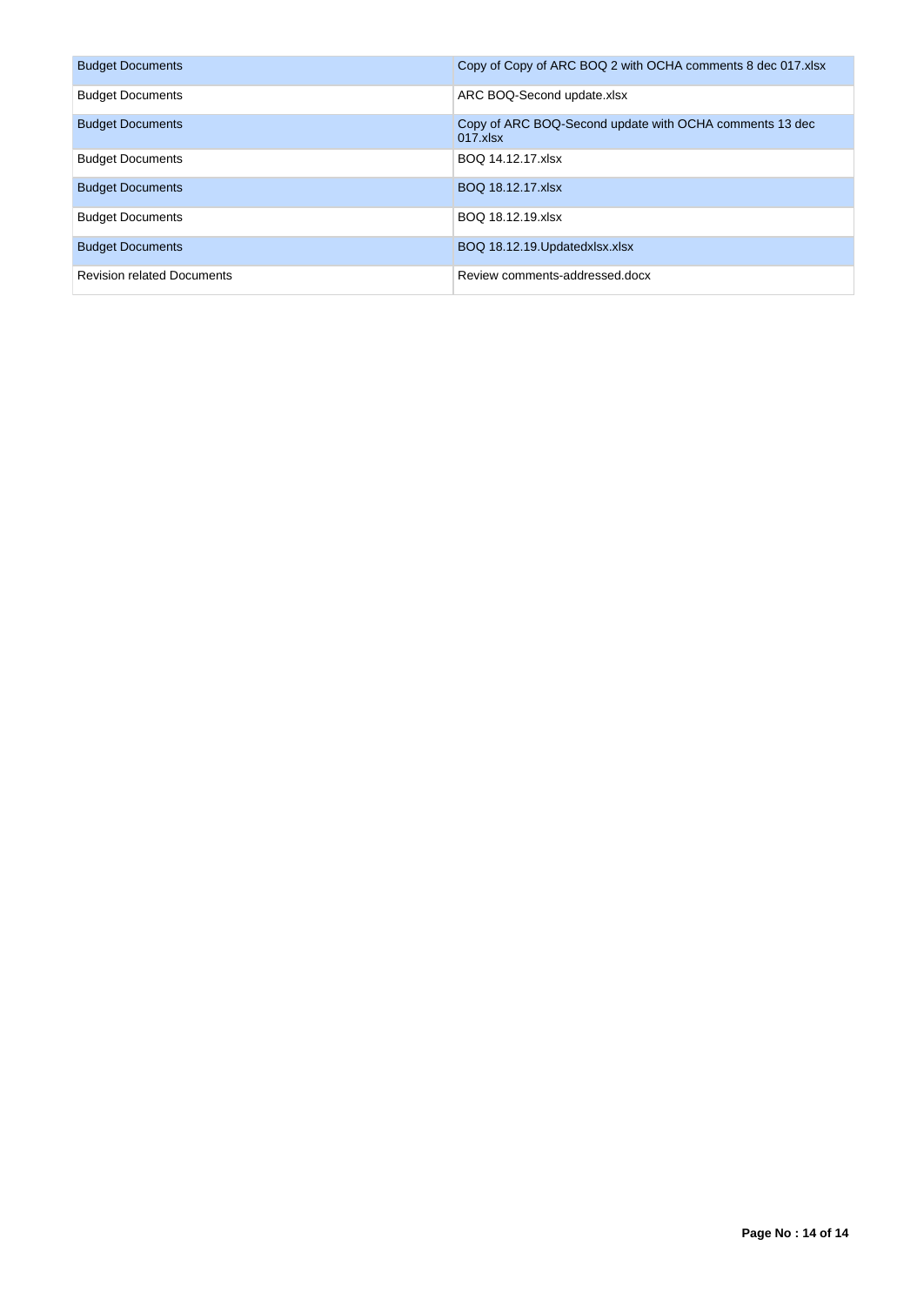| | |
|---|---|
| Budget Documents | Copy of Copy of ARC BOQ 2 with OCHA comments 8 dec 017.xlsx |
| Budget Documents | ARC BOQ-Second update.xlsx |
| Budget Documents | Copy of ARC BOQ-Second update with OCHA comments 13 dec 017.xlsx |
| Budget Documents | BOQ 14.12.17.xlsx |
| Budget Documents | BOQ 18.12.17.xlsx |
| Budget Documents | BOQ 18.12.19.xlsx |
| Budget Documents | BOQ 18.12.19.Updatedxlsx.xlsx |
| Revision related Documents | Review comments-addressed.docx |